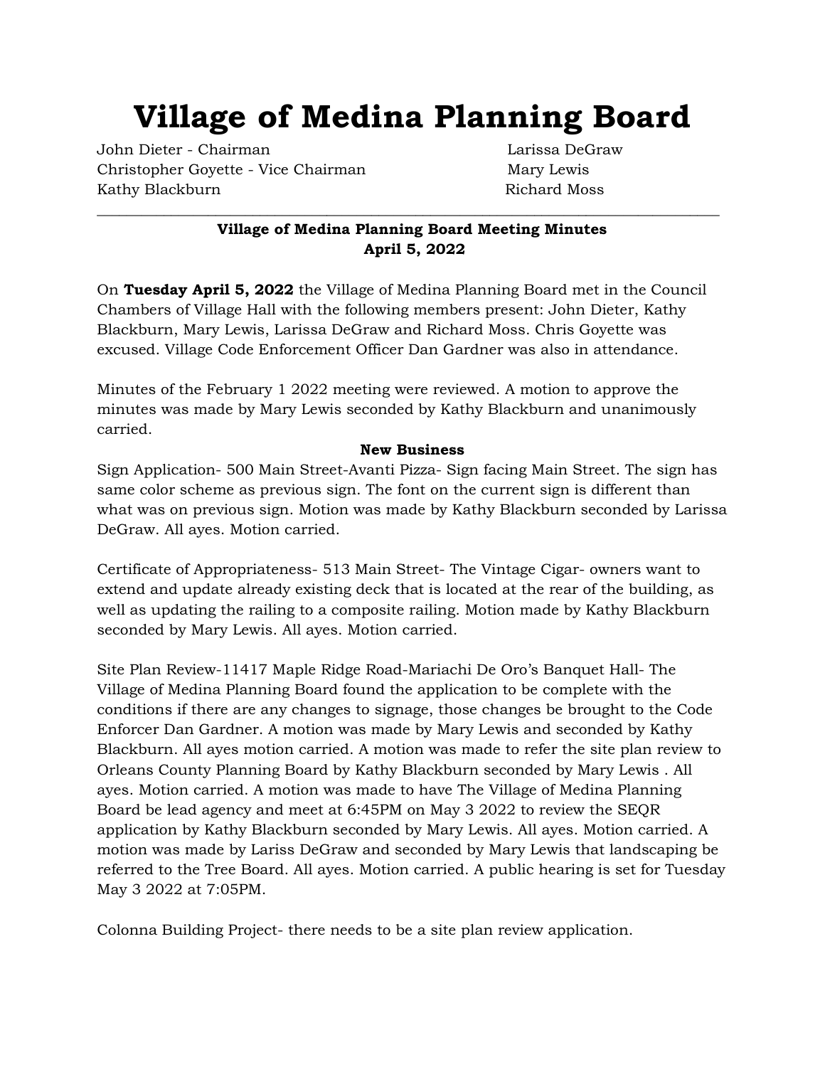# Village of Medina Planning Board

John Dieter - Chairman
Christopher Goyette - Vice Chairman
Kathy Blackburn
Larissa DeGraw
Mary Lewis
Richard Moss

---

**Village of Medina Planning Board Meeting Minutes**
**April 5, 2022**

On **Tuesday April 5, 2022** the Village of Medina Planning Board met in the Council Chambers of Village Hall with the following members present: John Dieter, Kathy Blackburn, Mary Lewis, Larissa DeGraw and Richard Moss. Chris Goyette was excused. Village Code Enforcement Officer Dan Gardner was also in attendance.

Minutes of the February 1 2022 meeting were reviewed. A motion to approve the minutes was made by Mary Lewis seconded by Kathy Blackburn and unanimously carried.

**New Business**

Sign Application- 500 Main Street-Avanti Pizza- Sign facing Main Street. The sign has same color scheme as previous sign. The font on the current sign is different than what was on previous sign. Motion was made by Kathy Blackburn seconded by Larissa DeGraw. All ayes. Motion carried.

Certificate of Appropriateness- 513 Main Street- The Vintage Cigar- owners want to extend and update already existing deck that is located at the rear of the building, as well as updating the railing to a composite railing. Motion made by Kathy Blackburn seconded by Mary Lewis. All ayes. Motion carried.

Site Plan Review-11417 Maple Ridge Road-Mariachi De Oro's Banquet Hall- The Village of Medina Planning Board found the application to be complete with the conditions if there are any changes to signage, those changes be brought to the Code Enforcer Dan Gardner. A motion was made by Mary Lewis and seconded by Kathy Blackburn. All ayes motion carried. A motion was made to refer the site plan review to Orleans County Planning Board by Kathy Blackburn seconded by Mary Lewis . All ayes. Motion carried. A motion was made to have The Village of Medina Planning Board be lead agency and meet at 6:45PM on May 3 2022 to review the SEQR application by Kathy Blackburn seconded by Mary Lewis. All ayes. Motion carried. A motion was made by Lariss DeGraw and seconded by Mary Lewis that landscaping be referred to the Tree Board. All ayes. Motion carried. A public hearing is set for Tuesday May 3 2022 at 7:05PM.

Colonna Building Project- there needs to be a site plan review application.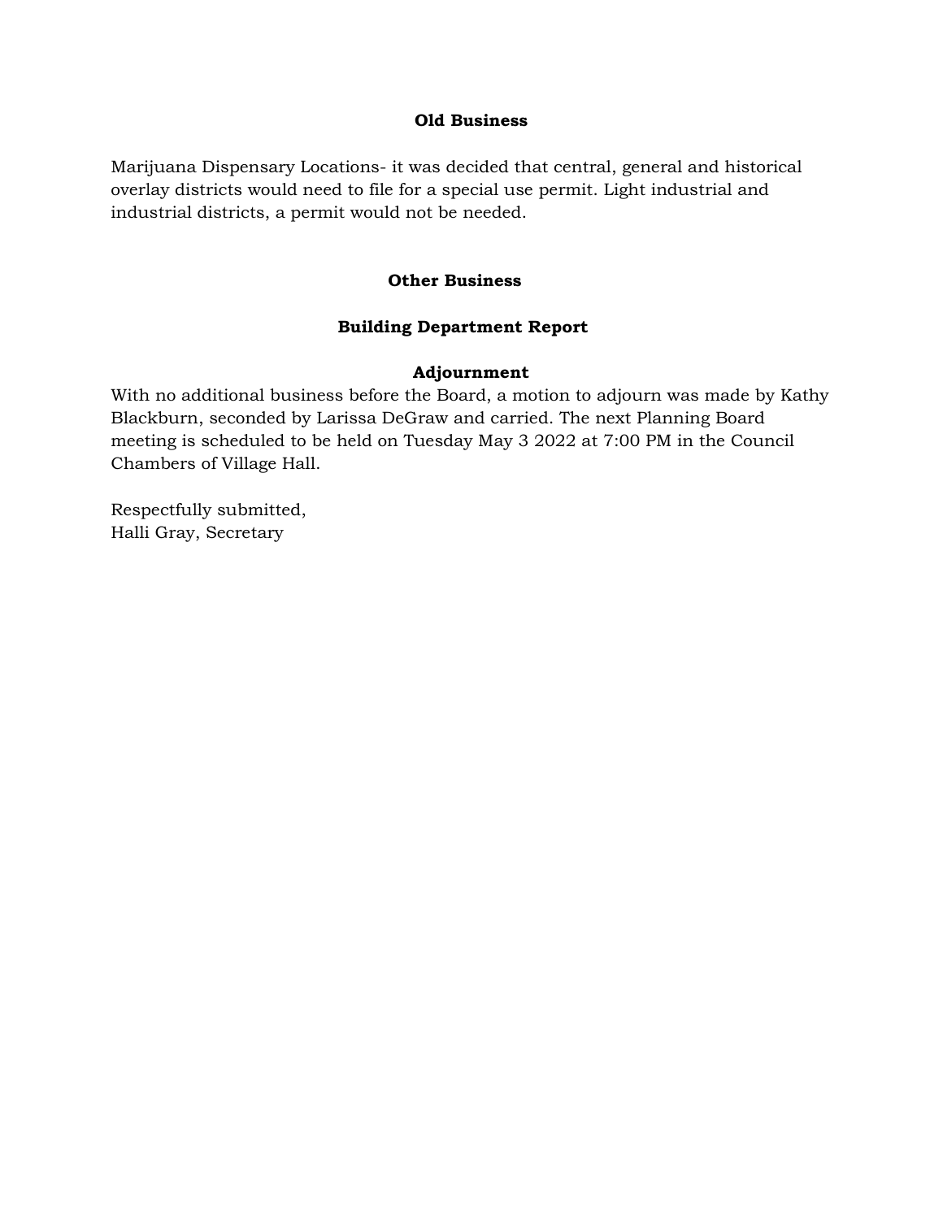### Old Business

Marijuana Dispensary Locations- it was decided that central, general and historical overlay districts would need to file for a special use permit. Light industrial and industrial districts, a permit would not be needed.

### Other Business

### Building Department Report

### Adjournment

With no additional business before the Board, a motion to adjourn was made by Kathy Blackburn, seconded by Larissa DeGraw and carried. The next Planning Board meeting is scheduled to be held on Tuesday May 3 2022 at 7:00 PM in the Council Chambers of Village Hall.

Respectfully submitted,
Halli Gray, Secretary